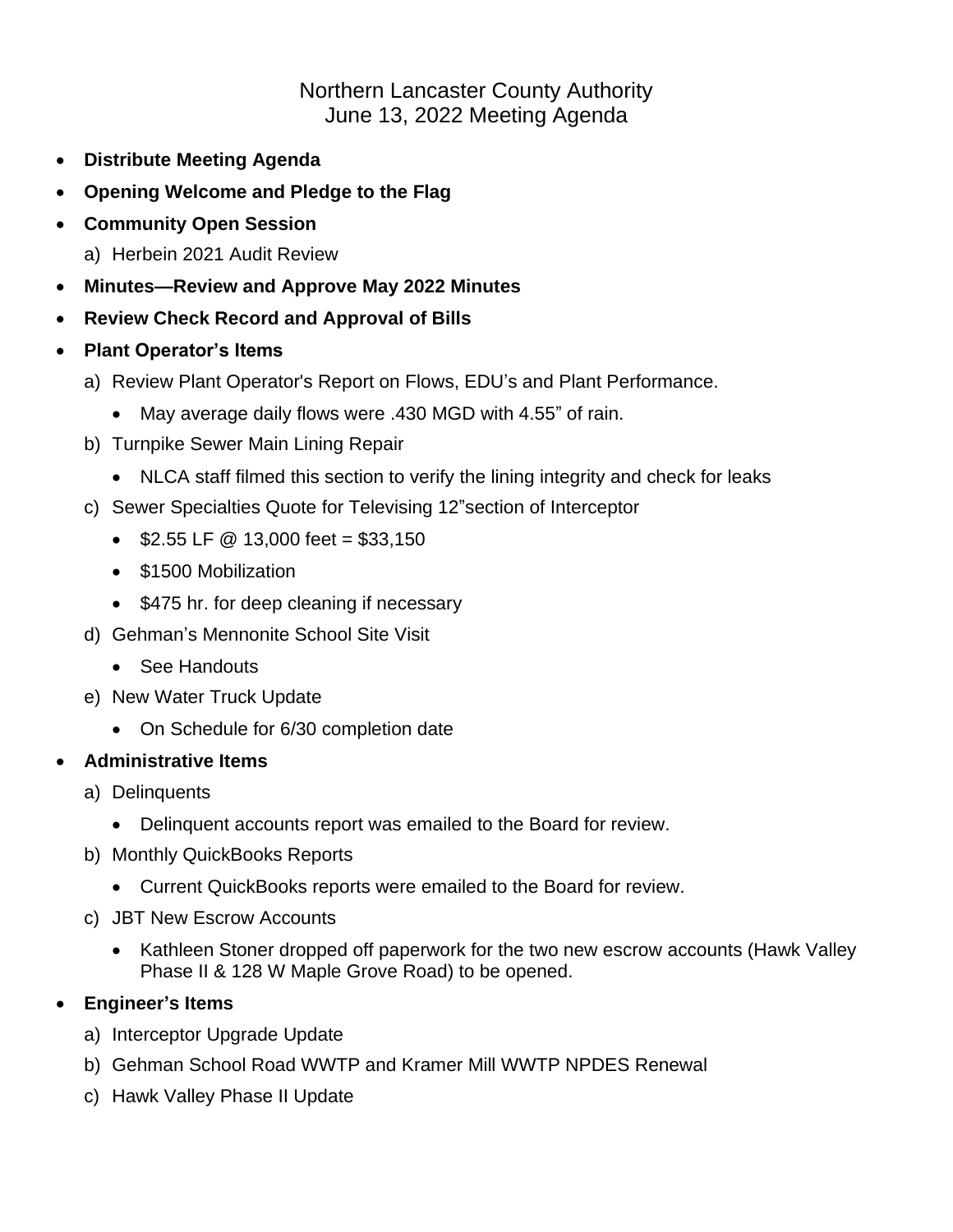# Northern Lancaster County Authority
## June 13, 2022 Meeting Agenda

- **Distribute Meeting Agenda**
- **Opening Welcome and Pledge to the Flag**
- **Community Open Session**
  - a) Herbein 2021 Audit Review
- **Minutes—Review and Approve May 2022 Minutes**
- **Review Check Record and Approval of Bills**
- **Plant Operator's Items**
  - a) Review Plant Operator's Report on Flows, EDU's and Plant Performance.
    - May average daily flows were .430 MGD with 4.55" of rain.
  - b) Turnpike Sewer Main Lining Repair
    - NLCA staff filmed this section to verify the lining integrity and check for leaks
  - c) Sewer Specialties Quote for Televising 12"section of Interceptor
    - $2.55 LF @ 13,000 feet = $33,150
    - $1500 Mobilization
    - $475 hr. for deep cleaning if necessary
  - d) Gehman's Mennonite School Site Visit
    - See Handouts
  - e) New Water Truck Update
    - On Schedule for 6/30 completion date
- **Administrative Items**
  - a) Delinquents
    - Delinquent accounts report was emailed to the Board for review.
  - b) Monthly QuickBooks Reports
    - Current QuickBooks reports were emailed to the Board for review.
  - c) JBT New Escrow Accounts
    - Kathleen Stoner dropped off paperwork for the two new escrow accounts (Hawk Valley Phase II & 128 W Maple Grove Road) to be opened.
- **Engineer's Items**
  - a) Interceptor Upgrade Update
  - b) Gehman School Road WWTP and Kramer Mill WWTP NPDES Renewal
  - c) Hawk Valley Phase II Update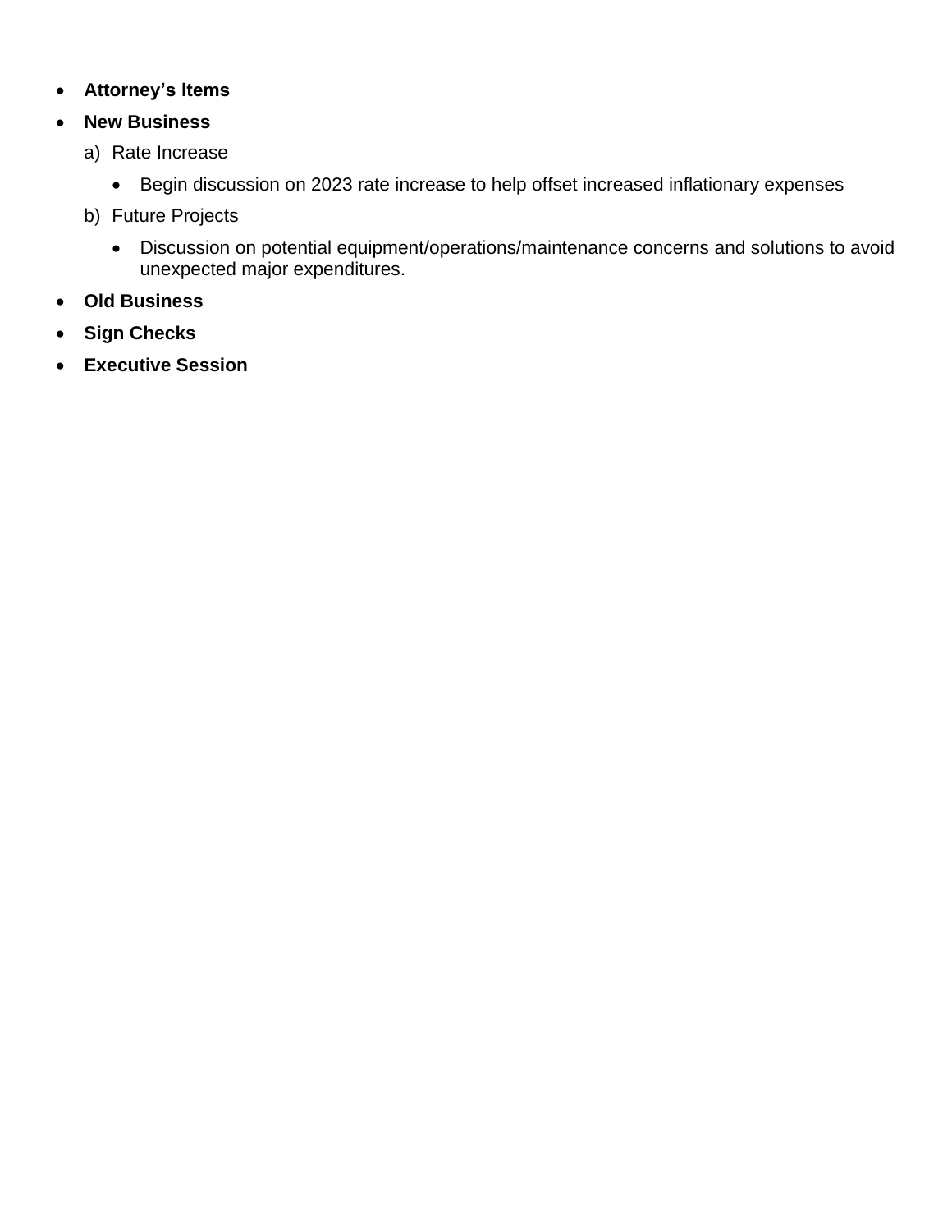- **Attorney's Items**
- **New Business**
  a) Rate Increase
     - Begin discussion on 2023 rate increase to help offset increased inflationary expenses

  b) Future Projects
     - Discussion on potential equipment/operations/maintenance concerns and solutions to avoid unexpected major expenditures.
- **Old Business**
- **Sign Checks**
- **Executive Session**